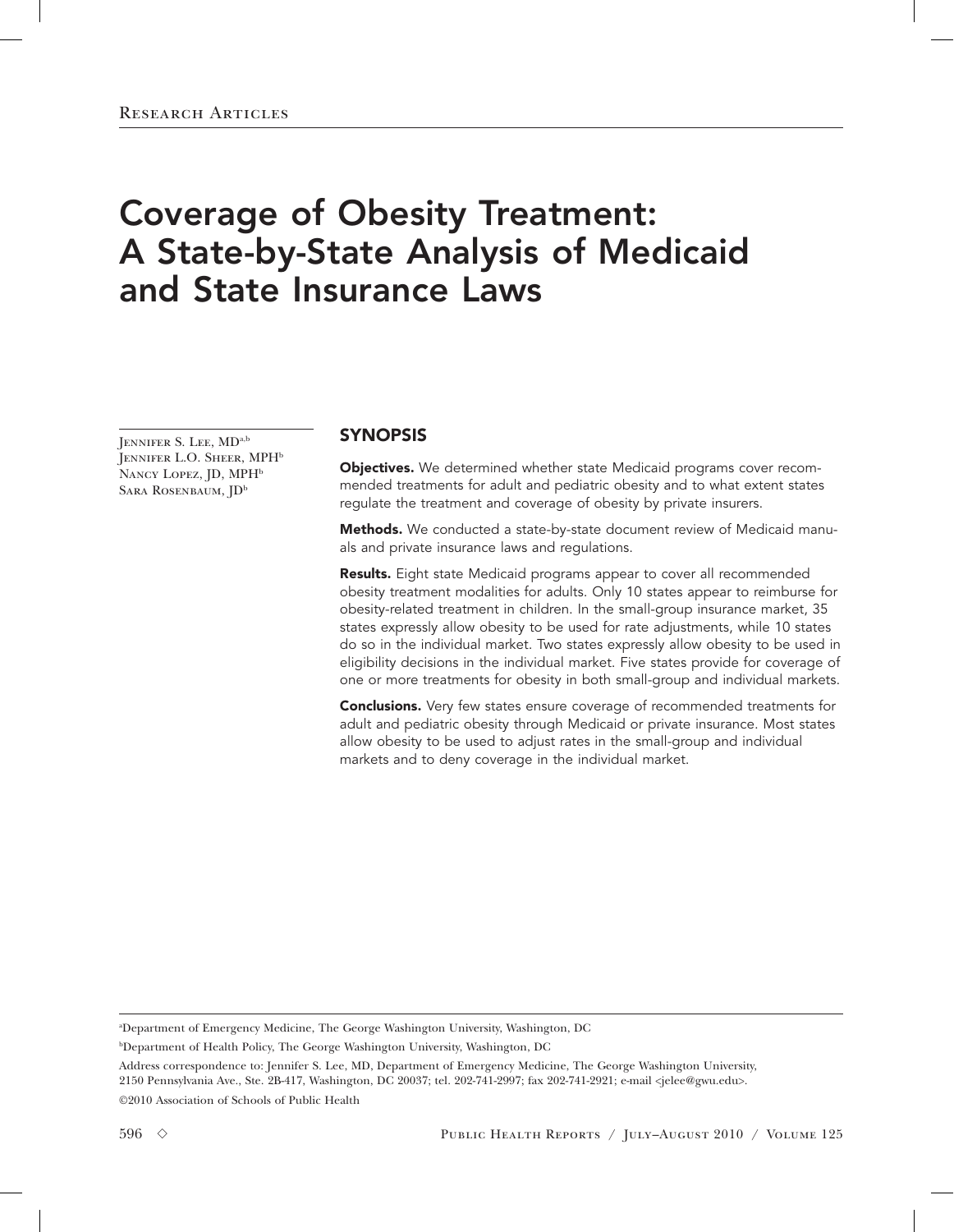# Coverage of Obesity Treatment: A State-by-State Analysis of Medicaid and State Insurance Laws

Jennifer S. Lee, MD[a,b]
Jennifer L.O. Sheer, MPH[b]
Nancy Lopez, JD, MPH[b]
Sara Rosenbaum, JD[b]

## SYNOPSIS

**Objectives.** We determined whether state Medicaid programs cover recommended treatments for adult and pediatric obesity and to what extent states regulate the treatment and coverage of obesity by private insurers.

**Methods.** We conducted a state-by-state document review of Medicaid manuals and private insurance laws and regulations.

**Results.** Eight state Medicaid programs appear to cover all recommended obesity treatment modalities for adults. Only 10 states appear to reimburse for obesity-related treatment in children. In the small-group insurance market, 35 states expressly allow obesity to be used for rate adjustments, while 10 states do so in the individual market. Two states expressly allow obesity to be used in eligibility decisions in the individual market. Five states provide for coverage of one or more treatments for obesity in both small-group and individual markets.

**Conclusions.** Very few states ensure coverage of recommended treatments for adult and pediatric obesity through Medicaid or private insurance. Most states allow obesity to be used to adjust rates in the small-group and individual markets and to deny coverage in the individual market.

---

[a]Department of Emergency Medicine, The George Washington University, Washington, DC

[b]Department of Health Policy, The George Washington University, Washington, DC

Address correspondence to: Jennifer S. Lee, MD, Department of Emergency Medicine, The George Washington University, 2150 Pennsylvania Ave., Ste. 2B-417, Washington, DC 20037; tel. 202-741-2997; fax 202-741-2921; e-mail <jelee@gwu.edu>.

©2010 Association of Schools of Public Health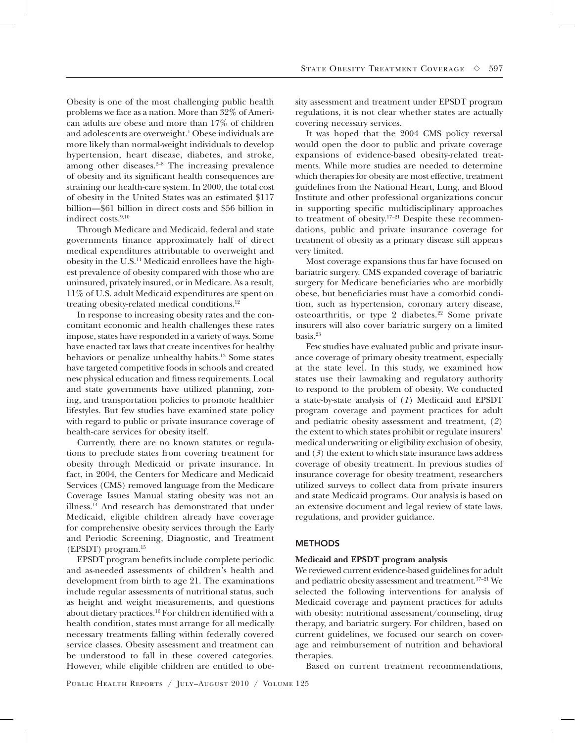Obesity is one of the most challenging public health problems we face as a nation. More than 32% of American adults are obese and more than 17% of children and adolescents are overweight.[1] Obese individuals are more likely than normal-weight individuals to develop hypertension, heart disease, diabetes, and stroke, among other diseases.[2–8] The increasing prevalence of obesity and its significant health consequences are straining our health-care system. In 2000, the total cost of obesity in the United States was an estimated $117 billion—$61 billion in direct costs and $56 billion in indirect costs.[9,10]

Through Medicare and Medicaid, federal and state governments finance approximately half of direct medical expenditures attributable to overweight and obesity in the U.S.[11] Medicaid enrollees have the highest prevalence of obesity compared with those who are uninsured, privately insured, or in Medicare. As a result, 11% of U.S. adult Medicaid expenditures are spent on treating obesity-related medical conditions.[12]

In response to increasing obesity rates and the concomitant economic and health challenges these rates impose, states have responded in a variety of ways. Some have enacted tax laws that create incentives for healthy behaviors or penalize unhealthy habits.[13] Some states have targeted competitive foods in schools and created new physical education and fitness requirements. Local and state governments have utilized planning, zoning, and transportation policies to promote healthier lifestyles. But few studies have examined state policy with regard to public or private insurance coverage of health-care services for obesity itself.

Currently, there are no known statutes or regulations to preclude states from covering treatment for obesity through Medicaid or private insurance. In fact, in 2004, the Centers for Medicare and Medicaid Services (CMS) removed language from the Medicare Coverage Issues Manual stating obesity was not an illness.[14] And research has demonstrated that under Medicaid, eligible children already have coverage for comprehensive obesity services through the Early and Periodic Screening, Diagnostic, and Treatment (EPSDT) program.[15]

EPSDT program benefits include complete periodic and as-needed assessments of children's health and development from birth to age 21. The examinations include regular assessments of nutritional status, such as height and weight measurements, and questions about dietary practices.[16] For children identified with a health condition, states must arrange for all medically necessary treatments falling within federally covered service classes. Obesity assessment and treatment can be understood to fall in these covered categories. However, while eligible children are entitled to obesity assessment and treatment under EPSDT program regulations, it is not clear whether states are actually covering necessary services.

It was hoped that the 2004 CMS policy reversal would open the door to public and private coverage expansions of evidence-based obesity-related treatments. While more studies are needed to determine which therapies for obesity are most effective, treatment guidelines from the National Heart, Lung, and Blood Institute and other professional organizations concur in supporting specific multidisciplinary approaches to treatment of obesity.[17–21] Despite these recommendations, public and private insurance coverage for treatment of obesity as a primary disease still appears very limited.

Most coverage expansions thus far have focused on bariatric surgery. CMS expanded coverage of bariatric surgery for Medicare beneficiaries who are morbidly obese, but beneficiaries must have a comorbid condition, such as hypertension, coronary artery disease, osteoarthritis, or type 2 diabetes.[22] Some private insurers will also cover bariatric surgery on a limited basis.[23]

Few studies have evaluated public and private insurance coverage of primary obesity treatment, especially at the state level. In this study, we examined how states use their lawmaking and regulatory authority to respond to the problem of obesity. We conducted a state-by-state analysis of (*1*) Medicaid and EPSDT program coverage and payment practices for adult and pediatric obesity assessment and treatment, (*2*) the extent to which states prohibit or regulate insurers' medical underwriting or eligibility exclusion of obesity, and (*3*) the extent to which state insurance laws address coverage of obesity treatment. In previous studies of insurance coverage for obesity treatment, researchers utilized surveys to collect data from private insurers and state Medicaid programs. Our analysis is based on an extensive document and legal review of state laws, regulations, and provider guidance.

## METHODS

### Medicaid and EPSDT program analysis

We reviewed current evidence-based guidelines for adult and pediatric obesity assessment and treatment.[17–21] We selected the following interventions for analysis of Medicaid coverage and payment practices for adults with obesity: nutritional assessment/counseling, drug therapy, and bariatric surgery. For children, based on current guidelines, we focused our search on coverage and reimbursement of nutrition and behavioral therapies.

Based on current treatment recommendations,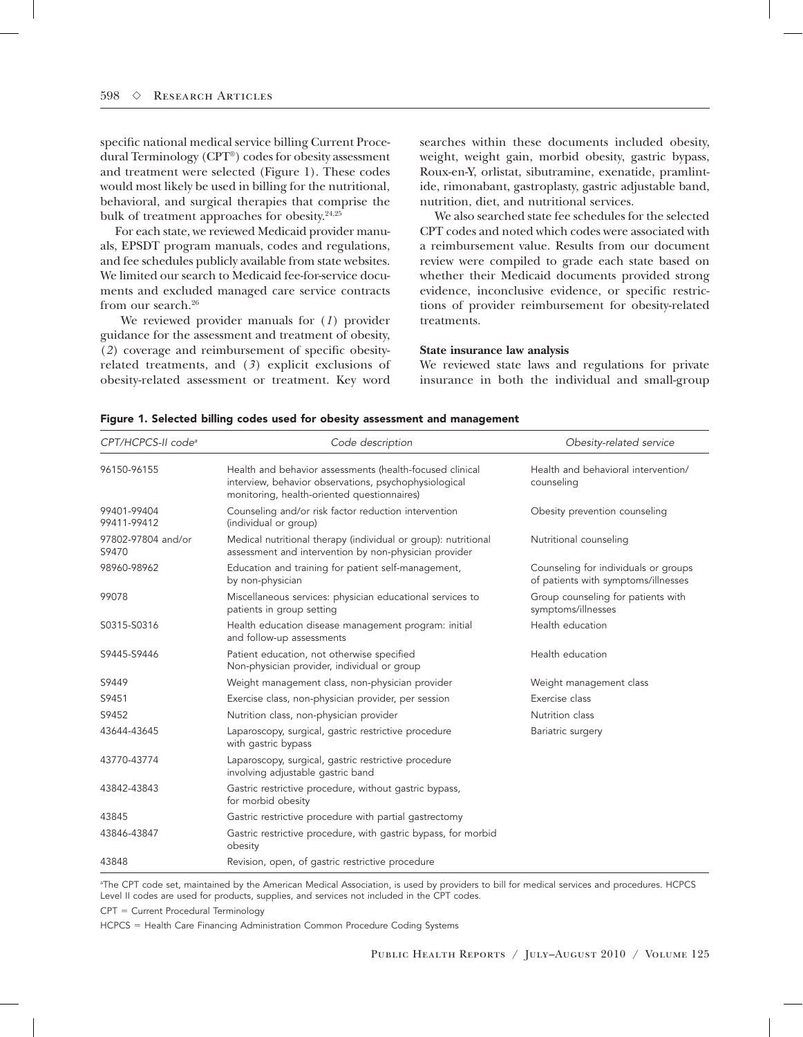specific national medical service billing Current Procedural Terminology (CPT®) codes for obesity assessment and treatment were selected (Figure 1). These codes would most likely be used in billing for the nutritional, behavioral, and surgical therapies that comprise the bulk of treatment approaches for obesity.[24,25]

For each state, we reviewed Medicaid provider manuals, EPSDT program manuals, codes and regulations, and fee schedules publicly available from state websites. We limited our search to Medicaid fee-for-service documents and excluded managed care service contracts from our search.[26]

We reviewed provider manuals for (*1*) provider guidance for the assessment and treatment of obesity, (*2*) coverage and reimbursement of specific obesity-related treatments, and (*3*) explicit exclusions of obesity-related assessment or treatment. Key word searches within these documents included obesity, weight, weight gain, morbid obesity, gastric bypass, Roux-en-Y, orlistat, sibutramine, exenatide, pramlintide, rimonabant, gastroplasty, gastric adjustable band, nutrition, diet, and nutritional services.

We also searched state fee schedules for the selected CPT codes and noted which codes were associated with a reimbursement value. Results from our document review were compiled to grade each state based on whether their Medicaid documents provided strong evidence, inconclusive evidence, or specific restrictions of provider reimbursement for obesity-related treatments.

### State insurance law analysis

We reviewed state laws and regulations for private insurance in both the individual and small-group

**Figure 1. Selected billing codes used for obesity assessment and management**

| *CPT/HCPCS-II code*[a] | *Code description* | *Obesity-related service* |
|---|---|---|
| 96150-96155 | Health and behavior assessments (health-focused clinical interview, behavior observations, psychophysiological monitoring, health-oriented questionnaires) | Health and behavioral intervention/ counseling |
| 99401-99404 99411-99412 | Counseling and/or risk factor reduction intervention (individual or group) | Obesity prevention counseling |
| 97802-97804 and/or S9470 | Medical nutritional therapy (individual or group): nutritional assessment and intervention by non-physician provider | Nutritional counseling |
| 98960-98962 | Education and training for patient self-management, by non-physician | Counseling for individuals or groups of patients with symptoms/illnesses |
| 99078 | Miscellaneous services: physician educational services to patients in group setting | Group counseling for patients with symptoms/illnesses |
| S0315-S0316 | Health education disease management program: initial and follow-up assessments | Health education |
| S9445-S9446 | Patient education, not otherwise specified Non-physician provider, individual or group | Health education |
| S9449 | Weight management class, non-physician provider | Weight management class |
| S9451 | Exercise class, non-physician provider, per session | Exercise class |
| S9452 | Nutrition class, non-physician provider | Nutrition class |
| 43644-43645 | Laparoscopy, surgical, gastric restrictive procedure with gastric bypass | Bariatric surgery |
| 43770-43774 | Laparoscopy, surgical, gastric restrictive procedure involving adjustable gastric band | |
| 43842-43843 | Gastric restrictive procedure, without gastric bypass, for morbid obesity | |
| 43845 | Gastric restrictive procedure with partial gastrectomy | |
| 43846-43847 | Gastric restrictive procedure, with gastric bypass, for morbid obesity | |
| 43848 | Revision, open, of gastric restrictive procedure | |

[a]The CPT code set, maintained by the American Medical Association, is used by providers to bill for medical services and procedures. HCPCS Level II codes are used for products, supplies, and services not included in the CPT codes.

CPT = Current Procedural Terminology

HCPCS = Health Care Financing Administration Common Procedure Coding Systems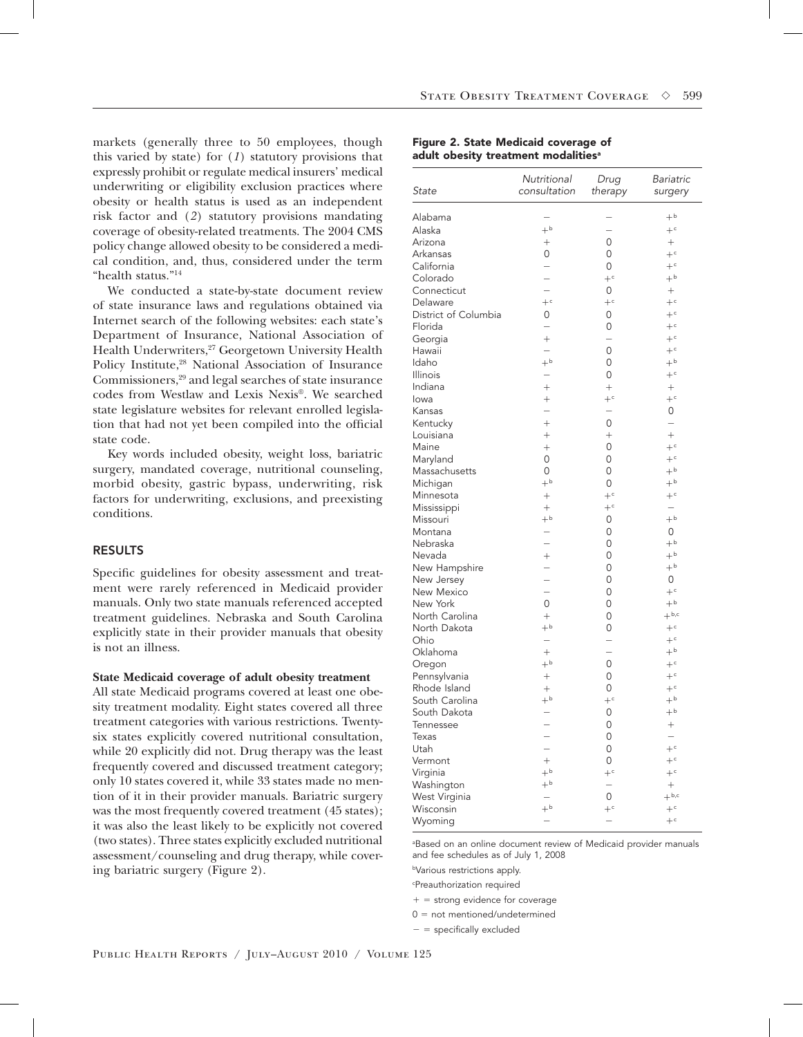markets (generally three to 50 employees, though this varied by state) for (*1*) statutory provisions that expressly prohibit or regulate medical insurers' medical underwriting or eligibility exclusion practices where obesity or health status is used as an independent risk factor and (*2*) statutory provisions mandating coverage of obesity-related treatments. The 2004 CMS policy change allowed obesity to be considered a medical condition, and, thus, considered under the term "health status."[14]

We conducted a state-by-state document review of state insurance laws and regulations obtained via Internet search of the following websites: each state's Department of Insurance, National Association of Health Underwriters,[27] Georgetown University Health Policy Institute,[28] National Association of Insurance Commissioners,[29] and legal searches of state insurance codes from Westlaw and Lexis Nexis®. We searched state legislature websites for relevant enrolled legislation that had not yet been compiled into the official state code.

Key words included obesity, weight loss, bariatric surgery, mandated coverage, nutritional counseling, morbid obesity, gastric bypass, underwriting, risk factors for underwriting, exclusions, and preexisting conditions.

## RESULTS

Specific guidelines for obesity assessment and treatment were rarely referenced in Medicaid provider manuals. Only two state manuals referenced accepted treatment guidelines. Nebraska and South Carolina explicitly state in their provider manuals that obesity is not an illness.

**State Medicaid coverage of adult obesity treatment**

All state Medicaid programs covered at least one obesity treatment modality. Eight states covered all three treatment categories with various restrictions. Twenty-six states explicitly covered nutritional consultation, while 20 explicitly did not. Drug therapy was the least frequently covered and discussed treatment category; only 10 states covered it, while 33 states made no mention of it in their provider manuals. Bariatric surgery was the most frequently covered treatment (45 states); it was also the least likely to be explicitly not covered (two states). Three states explicitly excluded nutritional assessment/counseling and drug therapy, while covering bariatric surgery (Figure 2).

**Figure 2. State Medicaid coverage of adult obesity treatment modalities[a]**

| *State* | *Nutritional consultation* | *Drug therapy* | *Bariatric surgery* |
|---|---|---|---|
| Alabama | – | – | +[b] |
| Alaska | +[b] | – | +[c] |
| Arizona | + | 0 | + |
| Arkansas | 0 | 0 | +[c] |
| California | – | 0 | +[c] |
| Colorado | – | +[c] | +[b] |
| Connecticut | – | 0 | + |
| Delaware | +[c] | +[c] | +[c] |
| District of Columbia | 0 | 0 | +[c] |
| Florida | – | 0 | +[c] |
| Georgia | + | – | +[c] |
| Hawaii | – | 0 | +[c] |
| Idaho | +[b] | 0 | +[b] |
| Illinois | – | 0 | +[c] |
| Indiana | + | + | + |
| Iowa | + | +[c] | +[c] |
| Kansas | – | – | 0 |
| Kentucky | + | 0 | – |
| Louisiana | + | + | + |
| Maine | + | 0 | +[c] |
| Maryland | 0 | 0 | +[c] |
| Massachusetts | 0 | 0 | +[b] |
| Michigan | +[b] | 0 | +[b] |
| Minnesota | + | +[c] | +[c] |
| Mississippi | + | +[c] | – |
| Missouri | +[b] | 0 | +[b] |
| Montana | – | 0 | 0 |
| Nebraska | – | 0 | +[b] |
| Nevada | + | 0 | +[b] |
| New Hampshire | – | 0 | +[b] |
| New Jersey | – | 0 | 0 |
| New Mexico | – | 0 | +[c] |
| New York | 0 | 0 | +[b] |
| North Carolina | + | 0 | +[b,c] |
| North Dakota | +[b] | 0 | +[c] |
| Ohio | – | – | +[c] |
| Oklahoma | + | – | +[b] |
| Oregon | +[b] | 0 | +[c] |
| Pennsylvania | + | 0 | +[c] |
| Rhode Island | + | 0 | +[c] |
| South Carolina | +[b] | +[c] | +[b] |
| South Dakota | – | 0 | +[b] |
| Tennessee | – | 0 | + |
| Texas | – | 0 | – |
| Utah | – | 0 | +[c] |
| Vermont | + | 0 | +[c] |
| Virginia | +[b] | +[c] | +[c] |
| Washington | +[b] | – | + |
| West Virginia | – | 0 | +[b,c] |
| Wisconsin | +[b] | +[c] | +[c] |
| Wyoming | – | – | +[c] |

[a]Based on an online document review of Medicaid provider manuals and fee schedules as of July 1, 2008

[b]Various restrictions apply.

[c]Preauthorization required

+ = strong evidence for coverage

0 = not mentioned/undetermined

– = specifically excluded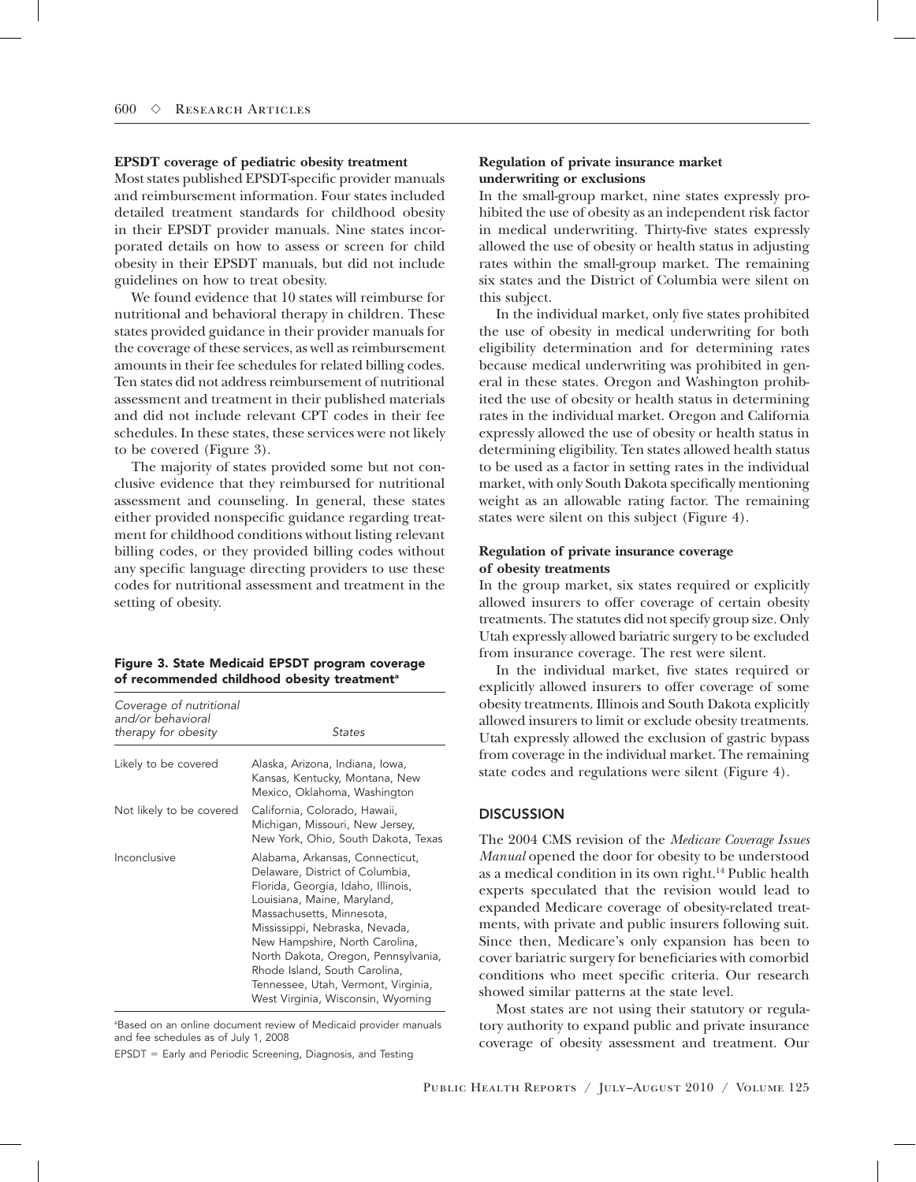### EPSDT coverage of pediatric obesity treatment

Most states published EPSDT-specific provider manuals and reimbursement information. Four states included detailed treatment standards for childhood obesity in their EPSDT provider manuals. Nine states incorporated details on how to assess or screen for child obesity in their EPSDT manuals, but did not include guidelines on how to treat obesity.

We found evidence that 10 states will reimburse for nutritional and behavioral therapy in children. These states provided guidance in their provider manuals for the coverage of these services, as well as reimbursement amounts in their fee schedules for related billing codes. Ten states did not address reimbursement of nutritional assessment and treatment in their published materials and did not include relevant CPT codes in their fee schedules. In these states, these services were not likely to be covered (Figure 3).

The majority of states provided some but not conclusive evidence that they reimbursed for nutritional assessment and counseling. In general, these states either provided nonspecific guidance regarding treatment for childhood conditions without listing relevant billing codes, or they provided billing codes without any specific language directing providers to use these codes for nutritional assessment and treatment in the setting of obesity.

**Figure 3. State Medicaid EPSDT program coverage of recommended childhood obesity treatment[a]**

| *Coverage of nutritional and/or behavioral therapy for obesity* | *States* |
|---|---|
| Likely to be covered | Alaska, Arizona, Indiana, Iowa, Kansas, Kentucky, Montana, New Mexico, Oklahoma, Washington |
| Not likely to be covered | California, Colorado, Hawaii, Michigan, Missouri, New Jersey, New York, Ohio, South Dakota, Texas |
| Inconclusive | Alabama, Arkansas, Connecticut, Delaware, District of Columbia, Florida, Georgia, Idaho, Illinois, Louisiana, Maine, Maryland, Massachusetts, Minnesota, Mississippi, Nebraska, Nevada, New Hampshire, North Carolina, North Dakota, Oregon, Pennsylvania, Rhode Island, South Carolina, Tennessee, Utah, Vermont, Virginia, West Virginia, Wisconsin, Wyoming |

[a]Based on an online document review of Medicaid provider manuals and fee schedules as of July 1, 2008

EPSDT = Early and Periodic Screening, Diagnosis, and Testing

### Regulation of private insurance market underwriting or exclusions

In the small-group market, nine states expressly prohibited the use of obesity as an independent risk factor in medical underwriting. Thirty-five states expressly allowed the use of obesity or health status in adjusting rates within the small-group market. The remaining six states and the District of Columbia were silent on this subject.

In the individual market, only five states prohibited the use of obesity in medical underwriting for both eligibility determination and for determining rates because medical underwriting was prohibited in general in these states. Oregon and Washington prohibited the use of obesity or health status in determining rates in the individual market. Oregon and California expressly allowed the use of obesity or health status in determining eligibility. Ten states allowed health status to be used as a factor in setting rates in the individual market, with only South Dakota specifically mentioning weight as an allowable rating factor. The remaining states were silent on this subject (Figure 4).

### Regulation of private insurance coverage of obesity treatments

In the group market, six states required or explicitly allowed insurers to offer coverage of certain obesity treatments. The statutes did not specify group size. Only Utah expressly allowed bariatric surgery to be excluded from insurance coverage. The rest were silent.

In the individual market, five states required or explicitly allowed insurers to offer coverage of some obesity treatments. Illinois and South Dakota explicitly allowed insurers to limit or exclude obesity treatments. Utah expressly allowed the exclusion of gastric bypass from coverage in the individual market. The remaining state codes and regulations were silent (Figure 4).

## DISCUSSION

The 2004 CMS revision of the *Medicare Coverage Issues Manual* opened the door for obesity to be understood as a medical condition in its own right.[14] Public health experts speculated that the revision would lead to expanded Medicare coverage of obesity-related treatments, with private and public insurers following suit. Since then, Medicare's only expansion has been to cover bariatric surgery for beneficiaries with comorbid conditions who meet specific criteria. Our research showed similar patterns at the state level.

Most states are not using their statutory or regulatory authority to expand public and private insurance coverage of obesity assessment and treatment. Our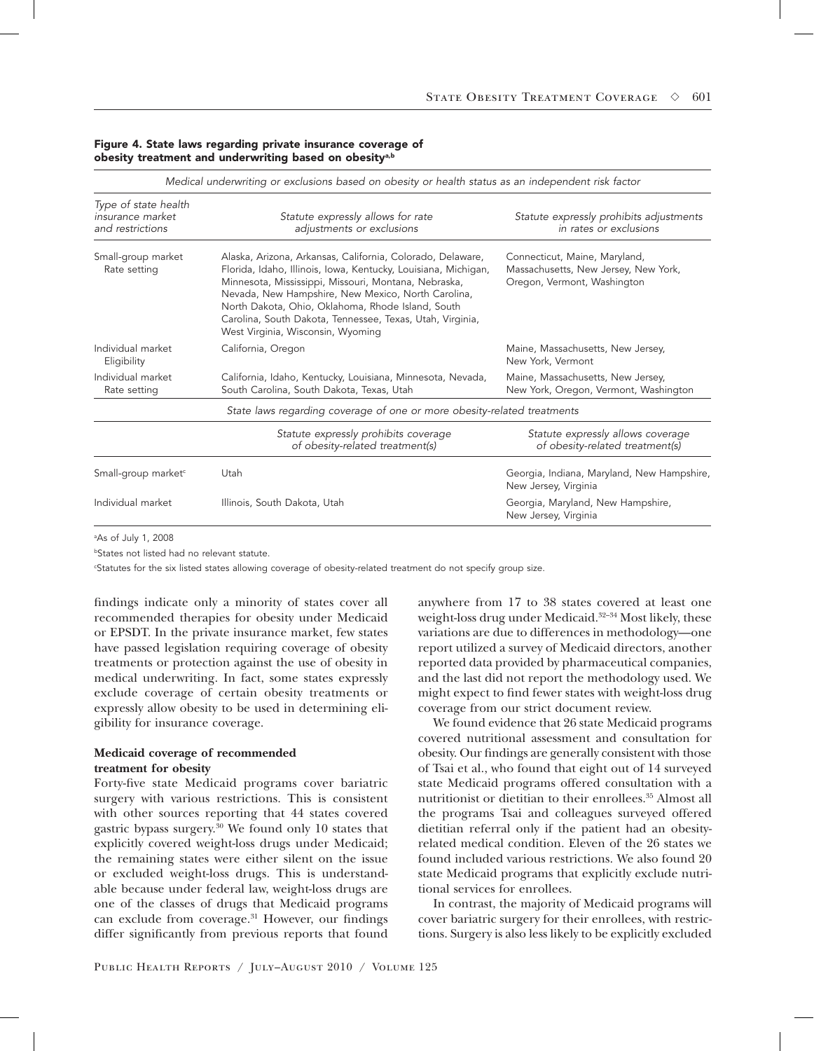**Figure 4. State laws regarding private insurance coverage of obesity treatment and underwriting based on obesity[a,b]**

| | *Medical underwriting or exclusions based on obesity or health status as an independent risk factor* | |
|---|---|---|
| *Type of state health insurance market and restrictions* | *Statute expressly allows for rate adjustments or exclusions* | *Statute expressly prohibits adjustments in rates or exclusions* |
| Small-group market Rate setting | Alaska, Arizona, Arkansas, California, Colorado, Delaware, Florida, Idaho, Illinois, Iowa, Kentucky, Louisiana, Michigan, Minnesota, Mississippi, Missouri, Montana, Nebraska, Nevada, New Hampshire, New Mexico, North Carolina, North Dakota, Ohio, Oklahoma, Rhode Island, South Carolina, South Dakota, Tennessee, Texas, Utah, Virginia, West Virginia, Wisconsin, Wyoming | Connecticut, Maine, Maryland, Massachusetts, New Jersey, New York, Oregon, Vermont, Washington |
| Individual market Eligibility | California, Oregon | Maine, Massachusetts, New Jersey, New York, Vermont |
| Individual market Rate setting | California, Idaho, Kentucky, Louisiana, Minnesota, Nevada, South Carolina, South Dakota, Texas, Utah | Maine, Massachusetts, New Jersey, New York, Oregon, Vermont, Washington |
| | *State laws regarding coverage of one or more obesity-related treatments* | |
| | *Statute expressly prohibits coverage of obesity-related treatment(s)* | *Statute expressly allows coverage of obesity-related treatment(s)* |
| Small-group market[c] | Utah | Georgia, Indiana, Maryland, New Hampshire, New Jersey, Virginia |
| Individual market | Illinois, South Dakota, Utah | Georgia, Maryland, New Hampshire, New Jersey, Virginia |

[a]As of July 1, 2008

[b]States not listed had no relevant statute.

[c]Statutes for the six listed states allowing coverage of obesity-related treatment do not specify group size.

findings indicate only a minority of states cover all recommended therapies for obesity under Medicaid or EPSDT. In the private insurance market, few states have passed legislation requiring coverage of obesity treatments or protection against the use of obesity in medical underwriting. In fact, some states expressly exclude coverage of certain obesity treatments or expressly allow obesity to be used in determining eligibility for insurance coverage.

### Medicaid coverage of recommended treatment for obesity

Forty-five state Medicaid programs cover bariatric surgery with various restrictions. This is consistent with other sources reporting that 44 states covered gastric bypass surgery.[30] We found only 10 states that explicitly covered weight-loss drugs under Medicaid; the remaining states were either silent on the issue or excluded weight-loss drugs. This is understandable because under federal law, weight-loss drugs are one of the classes of drugs that Medicaid programs can exclude from coverage.[31] However, our findings differ significantly from previous reports that found anywhere from 17 to 38 states covered at least one weight-loss drug under Medicaid.[32–34] Most likely, these variations are due to differences in methodology—one report utilized a survey of Medicaid directors, another reported data provided by pharmaceutical companies, and the last did not report the methodology used. We might expect to find fewer states with weight-loss drug coverage from our strict document review.

We found evidence that 26 state Medicaid programs covered nutritional assessment and consultation for obesity. Our findings are generally consistent with those of Tsai et al., who found that eight out of 14 surveyed state Medicaid programs offered consultation with a nutritionist or dietitian to their enrollees.[35] Almost all the programs Tsai and colleagues surveyed offered dietitian referral only if the patient had an obesity-related medical condition. Eleven of the 26 states we found included various restrictions. We also found 20 state Medicaid programs that explicitly exclude nutritional services for enrollees.

In contrast, the majority of Medicaid programs will cover bariatric surgery for their enrollees, with restrictions. Surgery is also less likely to be explicitly excluded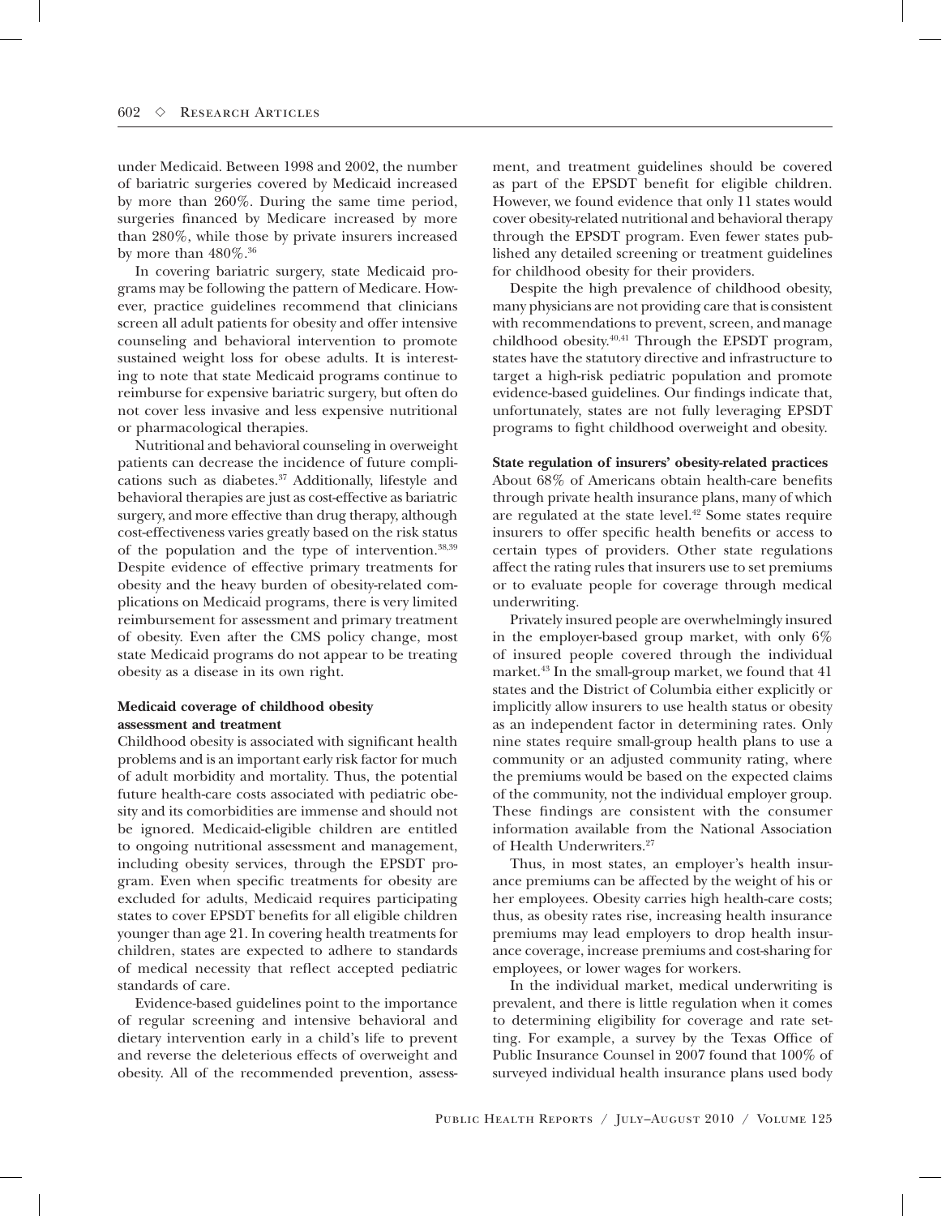under Medicaid. Between 1998 and 2002, the number of bariatric surgeries covered by Medicaid increased by more than 260%. During the same time period, surgeries financed by Medicare increased by more than 280%, while those by private insurers increased by more than 480%.[36]

In covering bariatric surgery, state Medicaid programs may be following the pattern of Medicare. However, practice guidelines recommend that clinicians screen all adult patients for obesity and offer intensive counseling and behavioral intervention to promote sustained weight loss for obese adults. It is interesting to note that state Medicaid programs continue to reimburse for expensive bariatric surgery, but often do not cover less invasive and less expensive nutritional or pharmacological therapies.

Nutritional and behavioral counseling in overweight patients can decrease the incidence of future complications such as diabetes.[37] Additionally, lifestyle and behavioral therapies are just as cost-effective as bariatric surgery, and more effective than drug therapy, although cost-effectiveness varies greatly based on the risk status of the population and the type of intervention.[38,39] Despite evidence of effective primary treatments for obesity and the heavy burden of obesity-related complications on Medicaid programs, there is very limited reimbursement for assessment and primary treatment of obesity. Even after the CMS policy change, most state Medicaid programs do not appear to be treating obesity as a disease in its own right.

**Medicaid coverage of childhood obesity assessment and treatment**

Childhood obesity is associated with significant health problems and is an important early risk factor for much of adult morbidity and mortality. Thus, the potential future health-care costs associated with pediatric obesity and its comorbidities are immense and should not be ignored. Medicaid-eligible children are entitled to ongoing nutritional assessment and management, including obesity services, through the EPSDT program. Even when specific treatments for obesity are excluded for adults, Medicaid requires participating states to cover EPSDT benefits for all eligible children younger than age 21. In covering health treatments for children, states are expected to adhere to standards of medical necessity that reflect accepted pediatric standards of care.

Evidence-based guidelines point to the importance of regular screening and intensive behavioral and dietary intervention early in a child's life to prevent and reverse the deleterious effects of overweight and obesity. All of the recommended prevention, assessment, and treatment guidelines should be covered as part of the EPSDT benefit for eligible children. However, we found evidence that only 11 states would cover obesity-related nutritional and behavioral therapy through the EPSDT program. Even fewer states published any detailed screening or treatment guidelines for childhood obesity for their providers.

Despite the high prevalence of childhood obesity, many physicians are not providing care that is consistent with recommendations to prevent, screen, and manage childhood obesity.[40,41] Through the EPSDT program, states have the statutory directive and infrastructure to target a high-risk pediatric population and promote evidence-based guidelines. Our findings indicate that, unfortunately, states are not fully leveraging EPSDT programs to fight childhood overweight and obesity.

**State regulation of insurers' obesity-related practices**

About 68% of Americans obtain health-care benefits through private health insurance plans, many of which are regulated at the state level.[42] Some states require insurers to offer specific health benefits or access to certain types of providers. Other state regulations affect the rating rules that insurers use to set premiums or to evaluate people for coverage through medical underwriting.

Privately insured people are overwhelmingly insured in the employer-based group market, with only 6% of insured people covered through the individual market.[43] In the small-group market, we found that 41 states and the District of Columbia either explicitly or implicitly allow insurers to use health status or obesity as an independent factor in determining rates. Only nine states require small-group health plans to use a community or an adjusted community rating, where the premiums would be based on the expected claims of the community, not the individual employer group. These findings are consistent with the consumer information available from the National Association of Health Underwriters.[27]

Thus, in most states, an employer's health insurance premiums can be affected by the weight of his or her employees. Obesity carries high health-care costs; thus, as obesity rates rise, increasing health insurance premiums may lead employers to drop health insurance coverage, increase premiums and cost-sharing for employees, or lower wages for workers.

In the individual market, medical underwriting is prevalent, and there is little regulation when it comes to determining eligibility for coverage and rate setting. For example, a survey by the Texas Office of Public Insurance Counsel in 2007 found that 100% of surveyed individual health insurance plans used body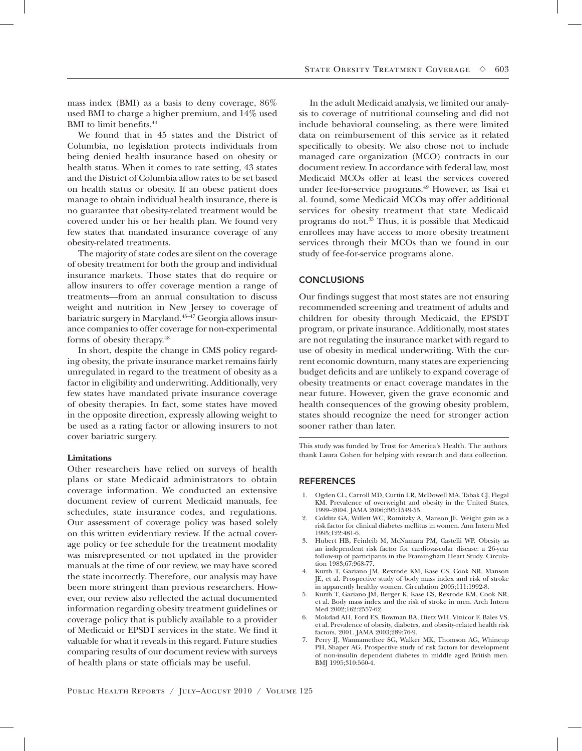mass index (BMI) as a basis to deny coverage, 86% used BMI to charge a higher premium, and 14% used BMI to limit benefits.[44]

We found that in 45 states and the District of Columbia, no legislation protects individuals from being denied health insurance based on obesity or health status. When it comes to rate setting, 43 states and the District of Columbia allow rates to be set based on health status or obesity. If an obese patient does manage to obtain individual health insurance, there is no guarantee that obesity-related treatment would be covered under his or her health plan. We found very few states that mandated insurance coverage of any obesity-related treatments.

The majority of state codes are silent on the coverage of obesity treatment for both the group and individual insurance markets. Those states that do require or allow insurers to offer coverage mention a range of treatments—from an annual consultation to discuss weight and nutrition in New Jersey to coverage of bariatric surgery in Maryland.[45–47] Georgia allows insurance companies to offer coverage for non-experimental forms of obesity therapy.[48]

In short, despite the change in CMS policy regarding obesity, the private insurance market remains fairly unregulated in regard to the treatment of obesity as a factor in eligibility and underwriting. Additionally, very few states have mandated private insurance coverage of obesity therapies. In fact, some states have moved in the opposite direction, expressly allowing weight to be used as a rating factor or allowing insurers to not cover bariatric surgery.

### Limitations

Other researchers have relied on surveys of health plans or state Medicaid administrators to obtain coverage information. We conducted an extensive document review of current Medicaid manuals, fee schedules, state insurance codes, and regulations. Our assessment of coverage policy was based solely on this written evidentiary review. If the actual coverage policy or fee schedule for the treatment modality was misrepresented or not updated in the provider manuals at the time of our review, we may have scored the state incorrectly. Therefore, our analysis may have been more stringent than previous researchers. However, our review also reflected the actual documented information regarding obesity treatment guidelines or coverage policy that is publicly available to a provider of Medicaid or EPSDT services in the state. We find it valuable for what it reveals in this regard. Future studies comparing results of our document review with surveys of health plans or state officials may be useful.

In the adult Medicaid analysis, we limited our analysis to coverage of nutritional counseling and did not include behavioral counseling, as there were limited data on reimbursement of this service as it related specifically to obesity. We also chose not to include managed care organization (MCO) contracts in our document review. In accordance with federal law, most Medicaid MCOs offer at least the services covered under fee-for-service programs.[49] However, as Tsai et al. found, some Medicaid MCOs may offer additional services for obesity treatment that state Medicaid programs do not.[35] Thus, it is possible that Medicaid enrollees may have access to more obesity treatment services through their MCOs than we found in our study of fee-for-service programs alone.

## CONCLUSIONS

Our findings suggest that most states are not ensuring recommended screening and treatment of adults and children for obesity through Medicaid, the EPSDT program, or private insurance. Additionally, most states are not regulating the insurance market with regard to use of obesity in medical underwriting. With the current economic downturn, many states are experiencing budget deficits and are unlikely to expand coverage of obesity treatments or enact coverage mandates in the near future. However, given the grave economic and health consequences of the growing obesity problem, states should recognize the need for stronger action sooner rather than later.

This study was funded by Trust for America's Health. The authors thank Laura Cohen for helping with research and data collection.

## REFERENCES

1. Ogden CL, Carroll MD, Curtin LR, McDowell MA, Tabak CJ, Flegal KM. Prevalence of overweight and obesity in the United States, 1999–2004. JAMA 2006;295:1549-55.
2. Colditz GA, Willett WC, Rotnitzky A, Manson JE. Weight gain as a risk factor for clinical diabetes mellitus in women. Ann Intern Med 1995;122:481-6.
3. Hubert HB, Feinleib M, McNamara PM, Castelli WP. Obesity as an independent risk factor for cardiovascular disease: a 26-year follow-up of participants in the Framingham Heart Study. Circulation 1983;67:968-77.
4. Kurth T, Gaziano JM, Rexrode KM, Kase CS, Cook NR, Manson JE, et al. Prospective study of body mass index and risk of stroke in apparently healthy women. Circulation 2005;111:1992-8.
5. Kurth T, Gaziano JM, Berger K, Kase CS, Rexrode KM, Cook NR, et al. Body mass index and the risk of stroke in men. Arch Intern Med 2002;162:2557-62.
6. Mokdad AH, Ford ES, Bowman BA, Dietz WH, Vinicor F, Bales VS, et al. Prevalence of obesity, diabetes, and obesity-related health risk factors, 2001. JAMA 2003;289:76-9.
7. Perry IJ, Wannamethee SG, Walker MK, Thomson AG, Whincup PH, Shaper AG. Prospective study of risk factors for development of non-insulin dependent diabetes in middle aged British men. BMJ 1995;310:560-4.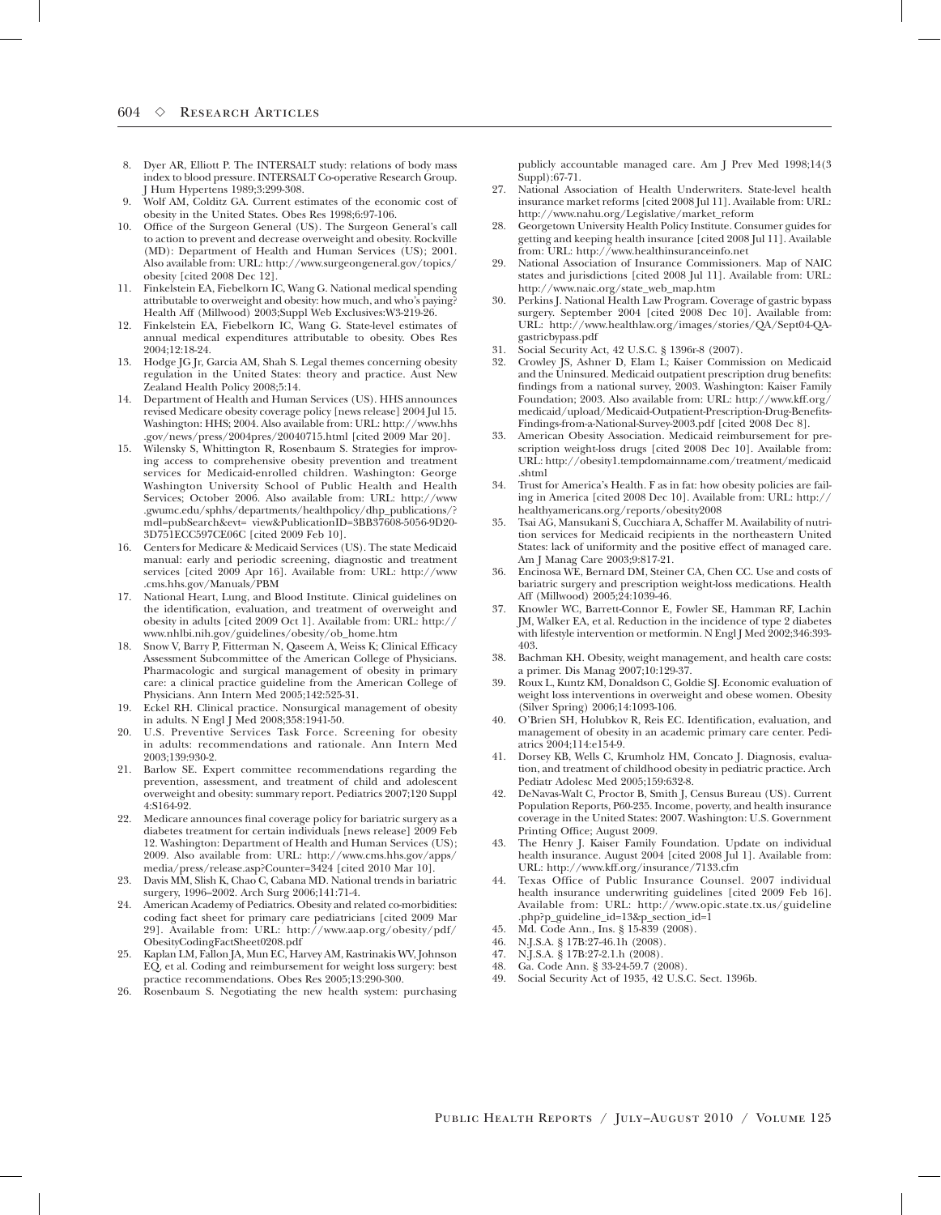8. Dyer AR, Elliott P. The INTERSALT study: relations of body mass index to blood pressure. INTERSALT Co-operative Research Group. J Hum Hypertens 1989;3:299-308.
9. Wolf AM, Colditz GA. Current estimates of the economic cost of obesity in the United States. Obes Res 1998;6:97-106.
10. Office of the Surgeon General (US). The Surgeon General's call to action to prevent and decrease overweight and obesity. Rockville (MD): Department of Health and Human Services (US); 2001. Also available from: URL: http://www.surgeongeneral.gov/topics/obesity [cited 2008 Dec 12].
11. Finkelstein EA, Fiebelkorn IC, Wang G. National medical spending attributable to overweight and obesity: how much, and who's paying? Health Aff (Millwood) 2003;Suppl Web Exclusives:W3-219-26.
12. Finkelstein EA, Fiebelkorn IC, Wang G. State-level estimates of annual medical expenditures attributable to obesity. Obes Res 2004;12:18-24.
13. Hodge JG Jr, Garcia AM, Shah S. Legal themes concerning obesity regulation in the United States: theory and practice. Aust New Zealand Health Policy 2008;5:14.
14. Department of Health and Human Services (US). HHS announces revised Medicare obesity coverage policy [news release] 2004 Jul 15. Washington: HHS; 2004. Also available from: URL: http://www.hhs.gov/news/press/2004pres/20040715.html [cited 2009 Mar 20].
15. Wilensky S, Whittington R, Rosenbaum S. Strategies for improving access to comprehensive obesity prevention and treatment services for Medicaid-enrolled children. Washington: George Washington University School of Public Health and Health Services; October 2006. Also available from: URL: http://www.gwumc.edu/sphhs/departments/healthpolicy/dhp_publications/?mdl=pubSearch&evt= view&PublicationID=3BB37608-5056-9D20-3D751ECC597CE06C [cited 2009 Feb 10].
16. Centers for Medicare & Medicaid Services (US). The state Medicaid manual: early and periodic screening, diagnostic and treatment services [cited 2009 Apr 16]. Available from: URL: http://www.cms.hhs.gov/Manuals/PBM
17. National Heart, Lung, and Blood Institute. Clinical guidelines on the identification, evaluation, and treatment of overweight and obesity in adults [cited 2009 Oct 1]. Available from: URL: http://www.nhlbi.nih.gov/guidelines/obesity/ob_home.htm
18. Snow V, Barry P, Fitterman N, Qaseem A, Weiss K; Clinical Efficacy Assessment Subcommittee of the American College of Physicians. Pharmacologic and surgical management of obesity in primary care: a clinical practice guideline from the American College of Physicians. Ann Intern Med 2005;142:525-31.
19. Eckel RH. Clinical practice. Nonsurgical management of obesity in adults. N Engl J Med 2008;358:1941-50.
20. U.S. Preventive Services Task Force. Screening for obesity in adults: recommendations and rationale. Ann Intern Med 2003;139:930-2.
21. Barlow SE. Expert committee recommendations regarding the prevention, assessment, and treatment of child and adolescent overweight and obesity: summary report. Pediatrics 2007;120 Suppl 4:S164-92.
22. Medicare announces final coverage policy for bariatric surgery as a diabetes treatment for certain individuals [news release] 2009 Feb 12. Washington: Department of Health and Human Services (US); 2009. Also available from: URL: http://www.cms.hhs.gov/apps/media/press/release.asp?Counter=3424 [cited 2010 Mar 10].
23. Davis MM, Slish K, Chao C, Cabana MD. National trends in bariatric surgery, 1996–2002. Arch Surg 2006;141:71-4.
24. American Academy of Pediatrics. Obesity and related co-morbidities: coding fact sheet for primary care pediatricians [cited 2009 Mar 29]. Available from: URL: http://www.aap.org/obesity/pdf/ObesityCodingFactSheet0208.pdf
25. Kaplan LM, Fallon JA, Mun EC, Harvey AM, Kastrinakis WV, Johnson EQ, et al. Coding and reimbursement for weight loss surgery: best practice recommendations. Obes Res 2005;13:290-300.
26. Rosenbaum S. Negotiating the new health system: purchasing publicly accountable managed care. Am J Prev Med 1998;14(3 Suppl):67-71.
27. National Association of Health Underwriters. State-level health insurance market reforms [cited 2008 Jul 11]. Available from: URL: http://www.nahu.org/Legislative/market_reform
28. Georgetown University Health Policy Institute. Consumer guides for getting and keeping health insurance [cited 2008 Jul 11]. Available from: URL: http://www.healthinsuranceinfo.net
29. National Association of Insurance Commissioners. Map of NAIC states and jurisdictions [cited 2008 Jul 11]. Available from: URL: http://www.naic.org/state_web_map.htm
30. Perkins J. National Health Law Program. Coverage of gastric bypass surgery. September 2004 [cited 2008 Dec 10]. Available from: URL: http://www.healthlaw.org/images/stories/QA/Sept04-QA-gastricbypass.pdf
31. Social Security Act, 42 U.S.C. § 1396r-8 (2007).
32. Crowley JS, Ashner D, Elam L; Kaiser Commission on Medicaid and the Uninsured. Medicaid outpatient prescription drug benefits: findings from a national survey, 2003. Washington: Kaiser Family Foundation; 2003. Also available from: URL: http://www.kff.org/medicaid/upload/Medicaid-Outpatient-Prescription-Drug-Benefits-Findings-from-a-National-Survey-2003.pdf [cited 2008 Dec 8].
33. American Obesity Association. Medicaid reimbursement for prescription weight-loss drugs [cited 2008 Dec 10]. Available from: URL: http://obesity1.tempdomainname.com/treatment/medicaid.shtml
34. Trust for America's Health. F as in fat: how obesity policies are failing in America [cited 2008 Dec 10]. Available from: URL: http://healthyamericans.org/reports/obesity2008
35. Tsai AG, Mansukani S, Cucchiara A, Schaffer M. Availability of nutrition services for Medicaid recipients in the northeastern United States: lack of uniformity and the positive effect of managed care. Am J Manag Care 2003;9:817-21.
36. Encinosa WE, Bernard DM, Steiner CA, Chen CC. Use and costs of bariatric surgery and prescription weight-loss medications. Health Aff (Millwood) 2005;24:1039-46.
37. Knowler WC, Barrett-Connor E, Fowler SE, Hamman RF, Lachin JM, Walker EA, et al. Reduction in the incidence of type 2 diabetes with lifestyle intervention or metformin. N Engl J Med 2002;346:393-403.
38. Bachman KH. Obesity, weight management, and health care costs: a primer. Dis Manag 2007;10:129-37.
39. Roux L, Kuntz KM, Donaldson C, Goldie SJ. Economic evaluation of weight loss interventions in overweight and obese women. Obesity (Silver Spring) 2006;14:1093-106.
40. O'Brien SH, Holubkov R, Reis EC. Identification, evaluation, and management of obesity in an academic primary care center. Pediatrics 2004;114:e154-9.
41. Dorsey KB, Wells C, Krumholz HM, Concato J. Diagnosis, evaluation, and treatment of childhood obesity in pediatric practice. Arch Pediatr Adolesc Med 2005;159:632-8.
42. DeNavas-Walt C, Proctor B, Smith J, Census Bureau (US). Current Population Reports, P60-235. Income, poverty, and health insurance coverage in the United States: 2007. Washington: U.S. Government Printing Office; August 2009.
43. The Henry J. Kaiser Family Foundation. Update on individual health insurance. August 2004 [cited 2008 Jul 1]. Available from: URL: http://www.kff.org/insurance/7133.cfm
44. Texas Office of Public Insurance Counsel. 2007 individual health insurance underwriting guidelines [cited 2009 Feb 16]. Available from: URL: http://www.opic.state.tx.us/guideline.php?p_guideline_id=13&p_section_id=1
45. Md. Code Ann., Ins. § 15-839 (2008).
46. N.J.S.A. § 17B:27-46.1h (2008).
47. N.J.S.A. § 17B:27-2.1.h (2008).
48. Ga. Code Ann. § 33-24-59.7 (2008).
49. Social Security Act of 1935, 42 U.S.C. Sect. 1396b.